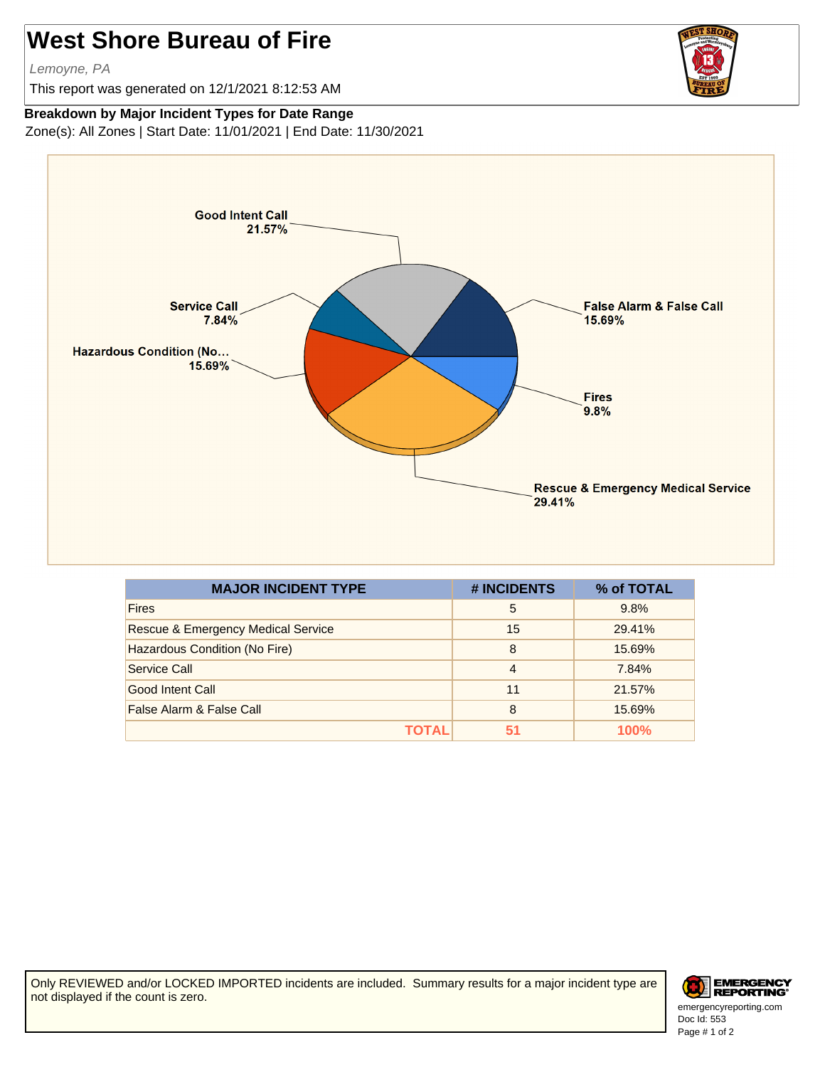# West Shore Bureau of Fire

*Lemoyne, PA*

This report was generated on 12/1/2021 8:12:53 AM

**Breakdown by Major Incident Types for Date Range**

Zone(s): All Zones | Start Date: 11/01/2021 | End Date: 11/30/2021

Good Intent Call 21.57%

Service Call 7.84%

Hazardous Condition (No... 15.69%

False Alarm & False Call 15.69%

Fires 9.8%

Rescue & Emergency Medical Service 29.41%

| MAJOR INCIDENT TYPE | # INCIDENTS | % of TOTAL |
|---|---|---|
| Fires | 5 | 9.8% |
| Rescue & Emergency Medical Service | 15 | 29.41% |
| Hazardous Condition (No Fire) | 8 | 15.69% |
| Service Call | 4 | 7.84% |
| Good Intent Call | 11 | 21.57% |
| False Alarm & False Call | 8 | 15.69% |
| **TOTAL** | **51** | **100%** |

Only REVIEWED and/or LOCKED IMPORTED incidents are included. Summary results for a major incident type are not displayed if the count is zero.

EMERGENCY REPORTING

emergencyreporting.com

Doc Id: 553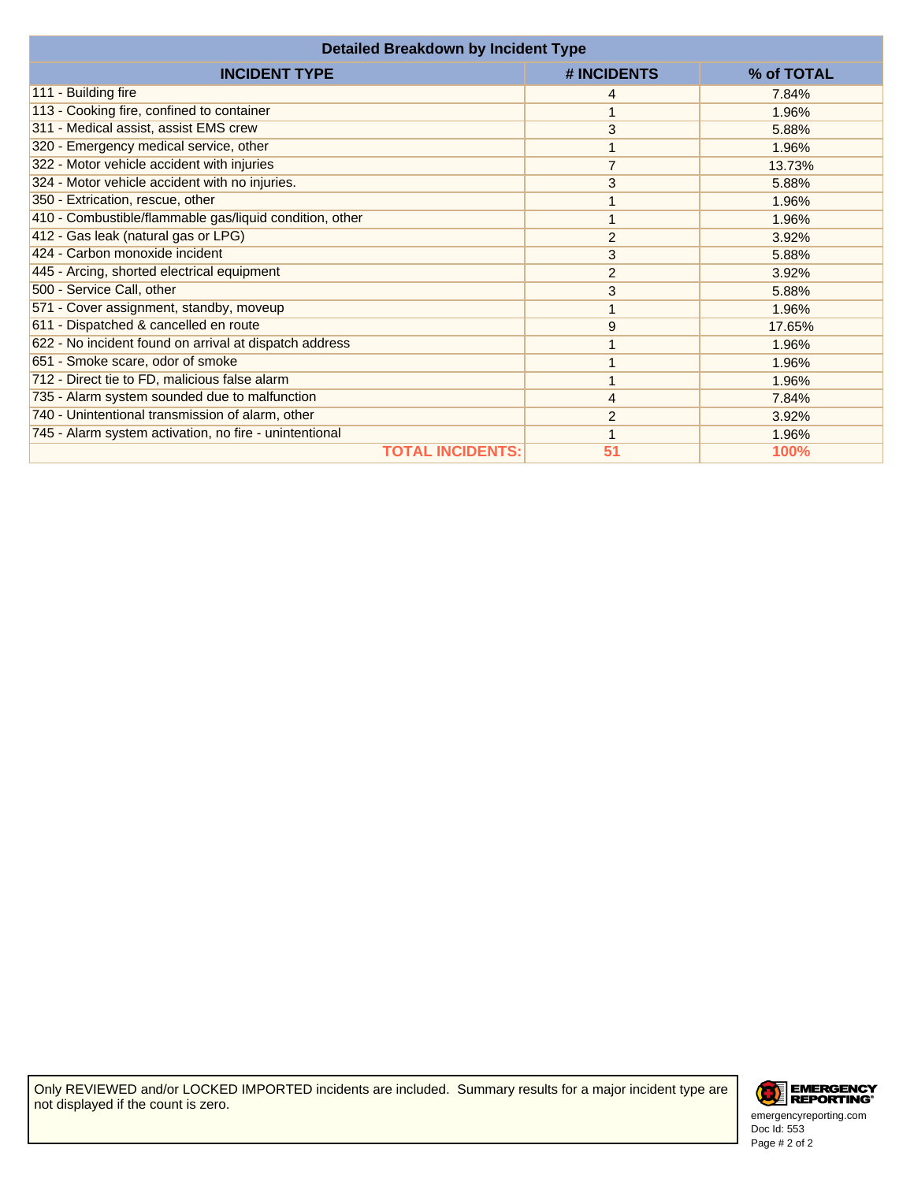## Detailed Breakdown by Incident Type

| INCIDENT TYPE | # INCIDENTS | % of TOTAL |
|---|---|---|
| 111 - Building fire | 4 | 7.84% |
| 113 - Cooking fire, confined to container | 1 | 1.96% |
| 311 - Medical assist, assist EMS crew | 3 | 5.88% |
| 320 - Emergency medical service, other | 1 | 1.96% |
| 322 - Motor vehicle accident with injuries | 7 | 13.73% |
| 324 - Motor vehicle accident with no injuries. | 3 | 5.88% |
| 350 - Extrication, rescue, other | 1 | 1.96% |
| 410 - Combustible/flammable gas/liquid condition, other | 1 | 1.96% |
| 412 - Gas leak (natural gas or LPG) | 2 | 3.92% |
| 424 - Carbon monoxide incident | 3 | 5.88% |
| 445 - Arcing, shorted electrical equipment | 2 | 3.92% |
| 500 - Service Call, other | 3 | 5.88% |
| 571 - Cover assignment, standby, moveup | 1 | 1.96% |
| 611 - Dispatched & cancelled en route | 9 | 17.65% |
| 622 - No incident found on arrival at dispatch address | 1 | 1.96% |
| 651 - Smoke scare, odor of smoke | 1 | 1.96% |
| 712 - Direct tie to FD, malicious false alarm | 1 | 1.96% |
| 735 - Alarm system sounded due to malfunction | 4 | 7.84% |
| 740 - Unintentional transmission of alarm, other | 2 | 3.92% |
| 745 - Alarm system activation, no fire - unintentional | 1 | 1.96% |
| **TOTAL INCIDENTS:** | **51** | **100%** |

Only REVIEWED and/or LOCKED IMPORTED incidents are included. Summary results for a major incident type are not displayed if the count is zero.

EMERGENCY REPORTING
emergencyreporting.com
Doc Id: 553